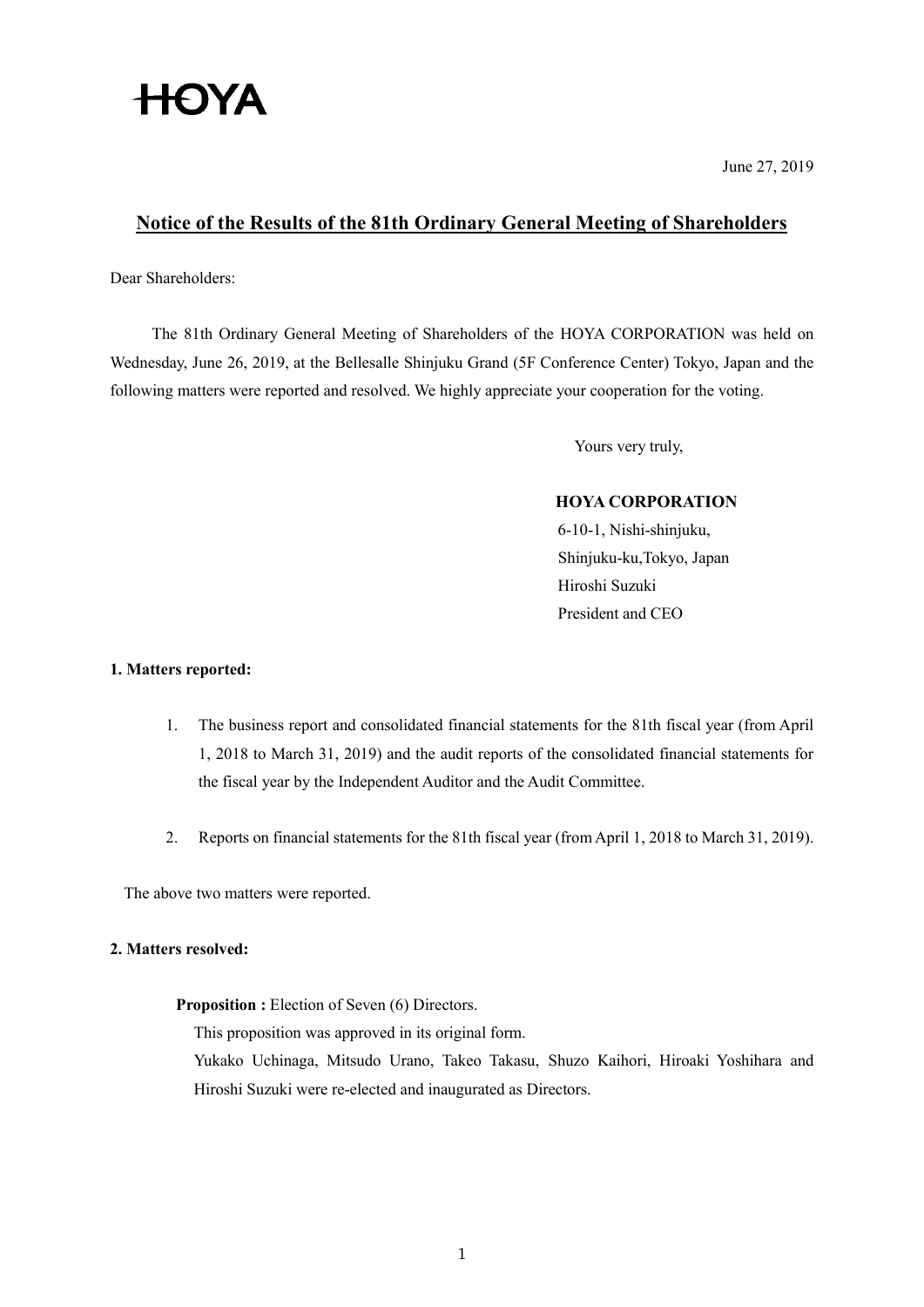HOYA

June 27, 2019

# Notice of the Results of the 81th Ordinary General Meeting of Shareholders

Dear Shareholders:

The 81th Ordinary General Meeting of Shareholders of the HOYA CORPORATION was held on Wednesday, June 26, 2019, at the Bellesalle Shinjuku Grand (5F Conference Center) Tokyo, Japan and the following matters were reported and resolved. We highly appreciate your cooperation for the voting.

Yours very truly,

**HOYA CORPORATION**
6-10-1, Nishi-shinjuku,
Shinjuku-ku,Tokyo, Japan
Hiroshi Suzuki
President and CEO

**1. Matters reported:**

1. The business report and consolidated financial statements for the 81th fiscal year (from April 1, 2018 to March 31, 2019) and the audit reports of the consolidated financial statements for the fiscal year by the Independent Auditor and the Audit Committee.

2. Reports on financial statements for the 81th fiscal year (from April 1, 2018 to March 31, 2019).

The above two matters were reported.

**2. Matters resolved:**

**Proposition :** Election of Seven (6) Directors.

This proposition was approved in its original form.

Yukako Uchinaga, Mitsudo Urano, Takeo Takasu, Shuzo Kaihori, Hiroaki Yoshihara and Hiroshi Suzuki were re-elected and inaugurated as Directors.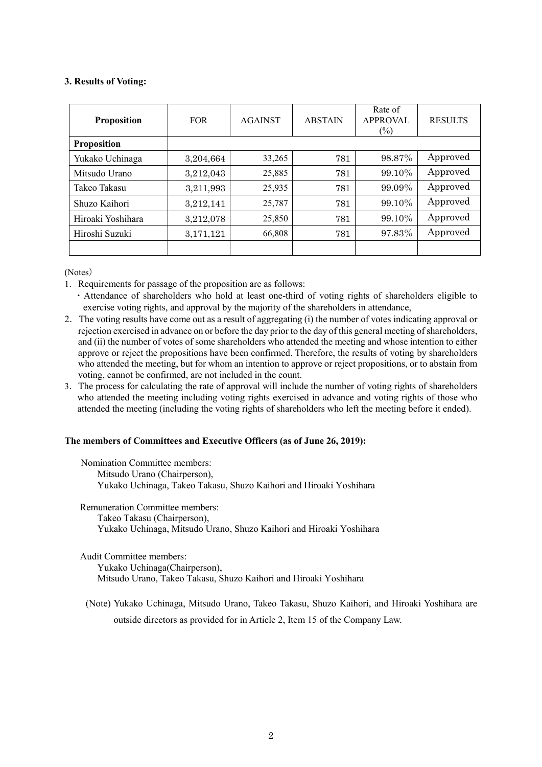**3. Results of Voting:**

| Proposition | FOR | AGAINST | ABSTAIN | Rate of APPROVAL (%) | RESULTS |
|---|---|---|---|---|---|
| **Proposition** | | | | | |
| Yukako Uchinaga | 3,204,664 | 33,265 | 781 | 98.87% | Approved |
| Mitsudo Urano | 3,212,043 | 25,885 | 781 | 99.10% | Approved |
| Takeo Takasu | 3,211,993 | 25,935 | 781 | 99.09% | Approved |
| Shuzo Kaihori | 3,212,141 | 25,787 | 781 | 99.10% | Approved |
| Hiroaki Yoshihara | 3,212,078 | 25,850 | 781 | 99.10% | Approved |
| Hiroshi Suzuki | 3,171,121 | 66,808 | 781 | 97.83% | Approved |
| | | | | | |

(Notes)

1. Requirements for passage of the proposition are as follows:
   - Attendance of shareholders who hold at least one-third of voting rights of shareholders eligible to exercise voting rights, and approval by the majority of the shareholders in attendance,
2. The voting results have come out as a result of aggregating (i) the number of votes indicating approval or rejection exercised in advance on or before the day prior to the day of this general meeting of shareholders, and (ii) the number of votes of some shareholders who attended the meeting and whose intention to either approve or reject the propositions have been confirmed. Therefore, the results of voting by shareholders who attended the meeting, but for whom an intention to approve or reject propositions, or to abstain from voting, cannot be confirmed, are not included in the count.
3. The process for calculating the rate of approval will include the number of voting rights of shareholders who attended the meeting including voting rights exercised in advance and voting rights of those who attended the meeting (including the voting rights of shareholders who left the meeting before it ended).

**The members of Committees and Executive Officers (as of June 26, 2019):**

Nomination Committee members:
Mitsudo Urano (Chairperson),
Yukako Uchinaga, Takeo Takasu, Shuzo Kaihori and Hiroaki Yoshihara

Remuneration Committee members:
Takeo Takasu (Chairperson),
Yukako Uchinaga, Mitsudo Urano, Shuzo Kaihori and Hiroaki Yoshihara

Audit Committee members:
Yukako Uchinaga(Chairperson),
Mitsudo Urano, Takeo Takasu, Shuzo Kaihori and Hiroaki Yoshihara

(Note) Yukako Uchinaga, Mitsudo Urano, Takeo Takasu, Shuzo Kaihori, and Hiroaki Yoshihara are outside directors as provided for in Article 2, Item 15 of the Company Law.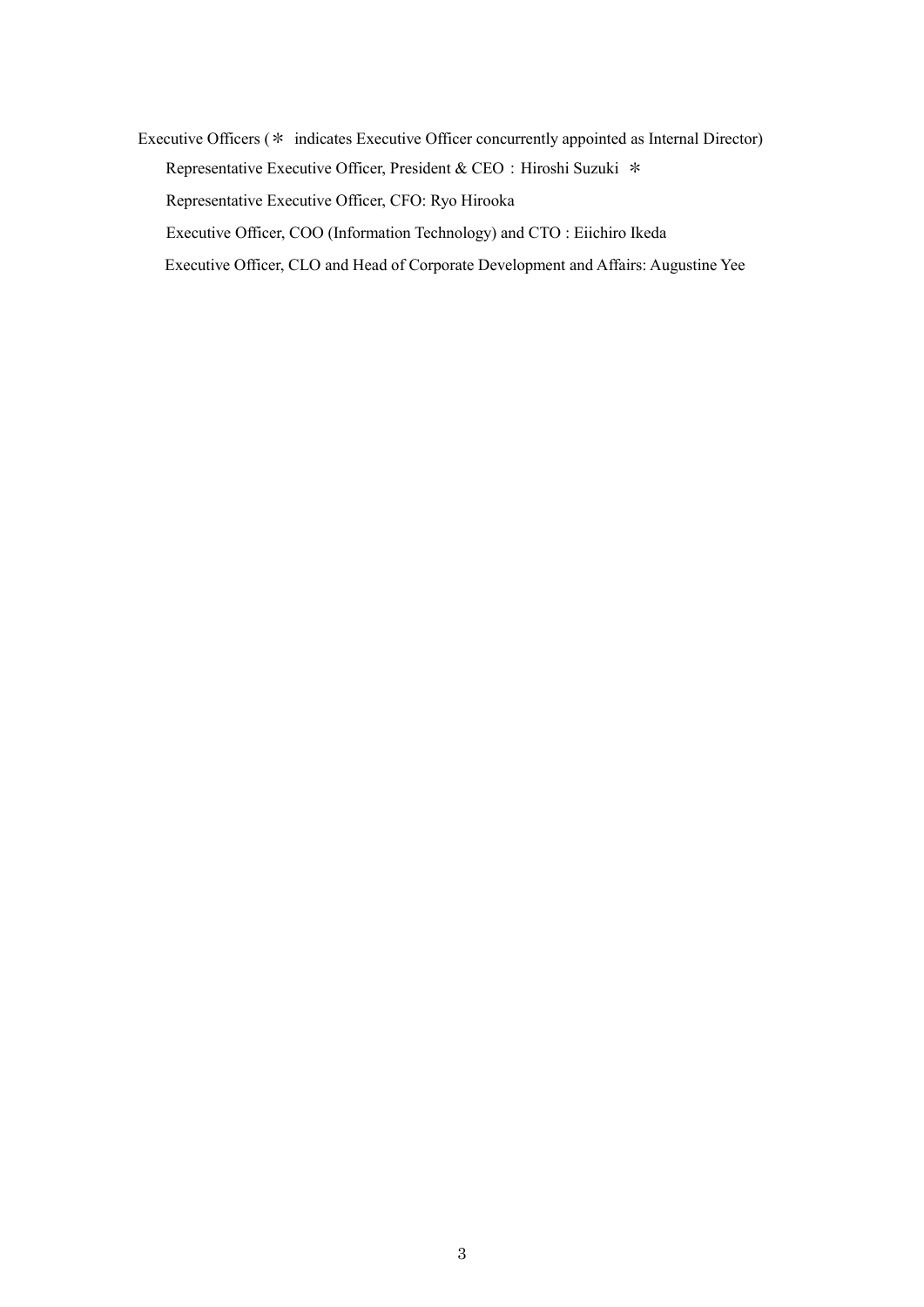Executive Officers (＊ indicates Executive Officer concurrently appointed as Internal Director)

Representative Executive Officer, President & CEO：Hiroshi Suzuki ＊

Representative Executive Officer, CFO: Ryo Hirooka

Executive Officer, COO (Information Technology) and CTO : Eiichiro Ikeda

Executive Officer, CLO and Head of Corporate Development and Affairs: Augustine Yee